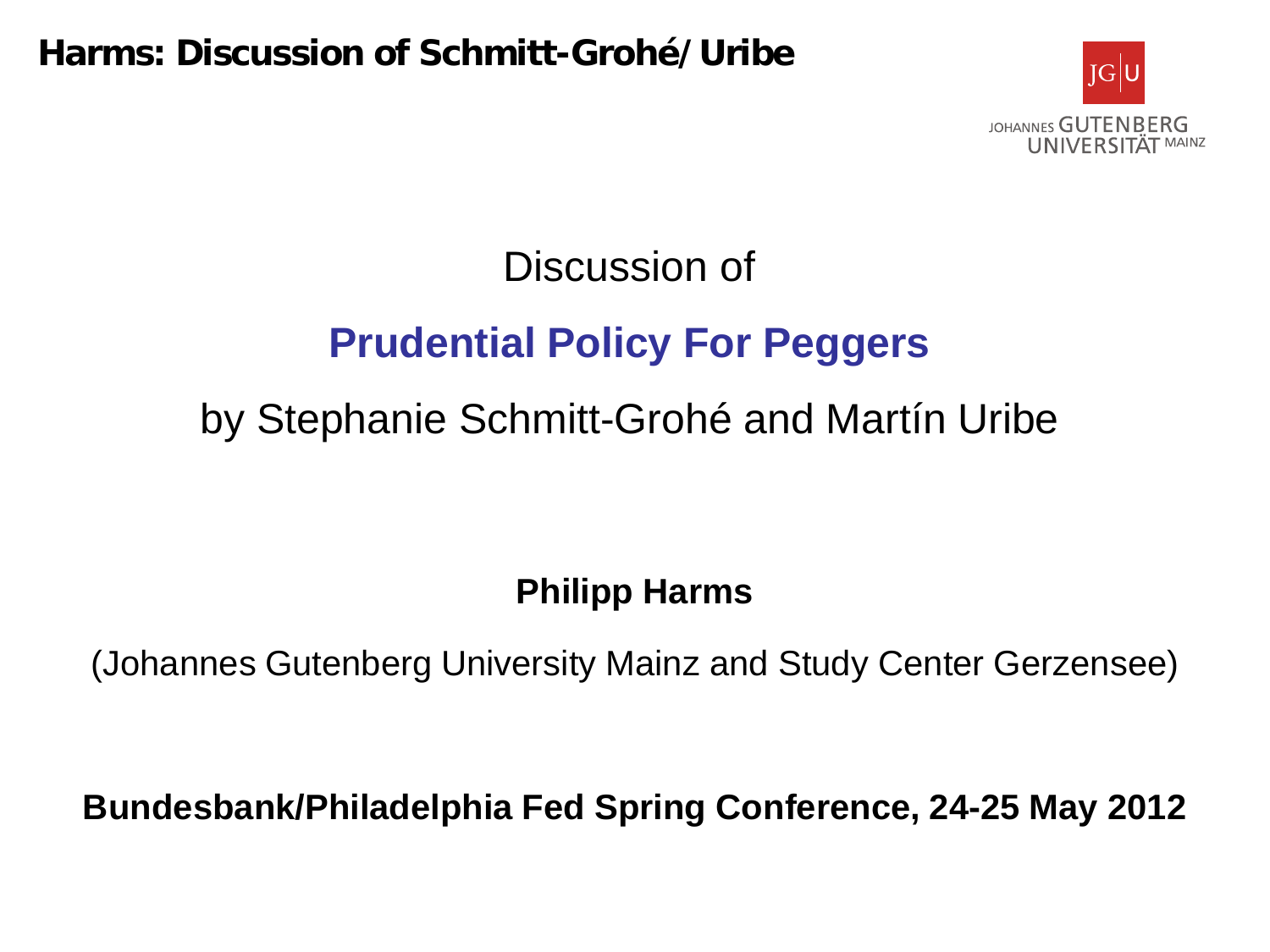Discussion of

# Prudential Policy For Peggers

by Stephanie Schmitt-Grohé and Martín Uribe

**Philipp Harms**

(Johannes Gutenberg University Mainz and Study Center Gerzensee)

**Bundesbank/Philadelphia Fed Spring Conference, 24-25 May 2012**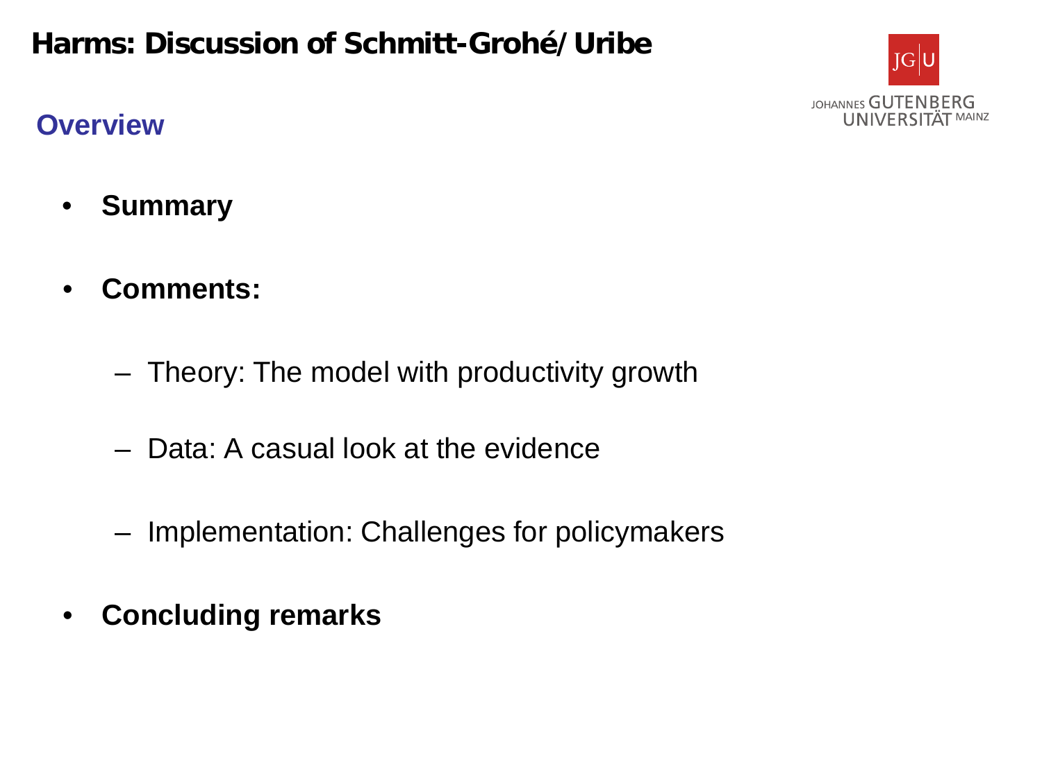## Overview

- **Summary**
- **Comments:**
  - Theory: The model with productivity growth
  - Data: A casual look at the evidence
  - Implementation: Challenges for policymakers
- **Concluding remarks**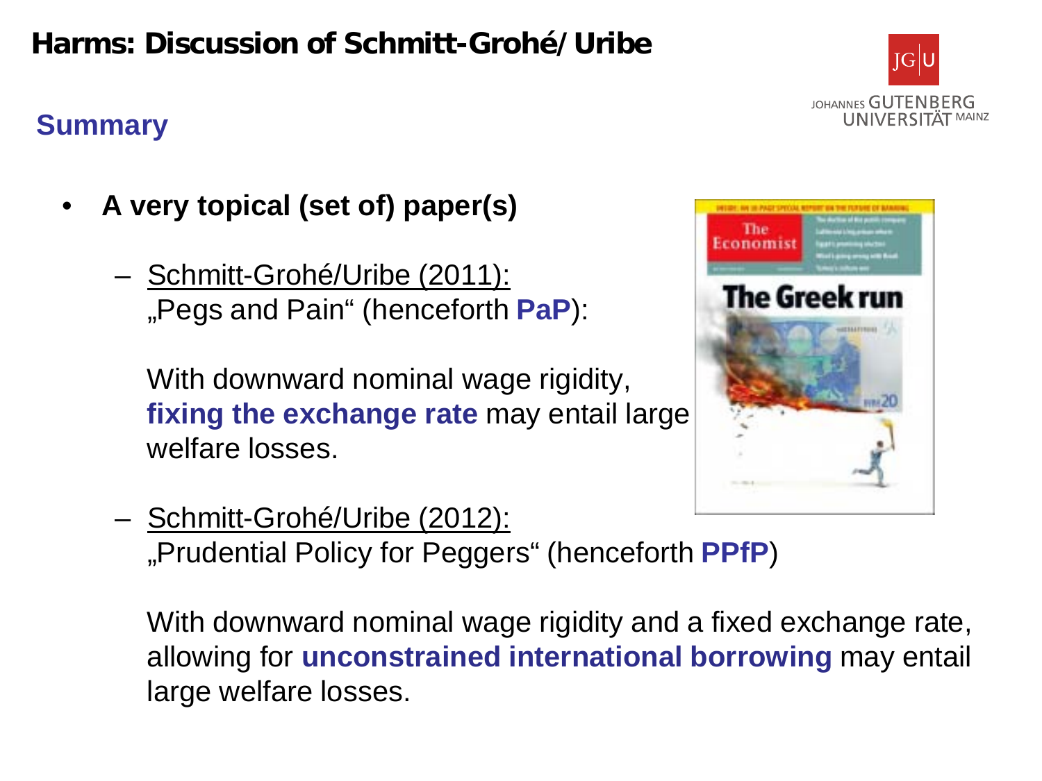# Harms: Discussion of Schmitt-Grohé/Uribe

## Summary

- **A very topical (set of) paper(s)**

  – Schmitt-Grohé/Uribe (2011):
  „Pegs and Pain" (henceforth **PaP**):

  With downward nominal wage rigidity, **fixing the exchange rate** may entail large welfare losses.

  – Schmitt-Grohé/Uribe (2012):
  „Prudential Policy for Peggers" (henceforth **PPfP**)

  With downward nominal wage rigidity and a fixed exchange rate, allowing for **unconstrained international borrowing** may entail large welfare losses.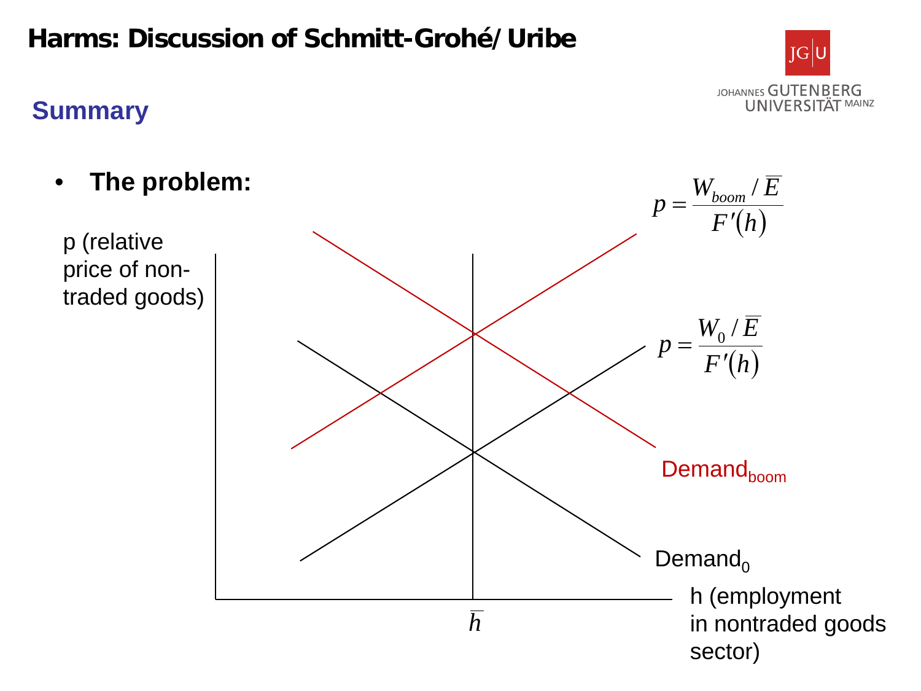## Harms: Discussion of Schmitt-Grohé/Uribe

### Summary

- **The problem:**

p (relative price of non-traded goods)

$$p = \frac{W_{boom} / \overline{E}}{F'(h)}$$

$$p = \frac{W_0 / \overline{E}}{F'(h)}$$

Demand$_{boom}$

Demand$_0$

$\overline{h}$

h (employment in nontraded goods sector)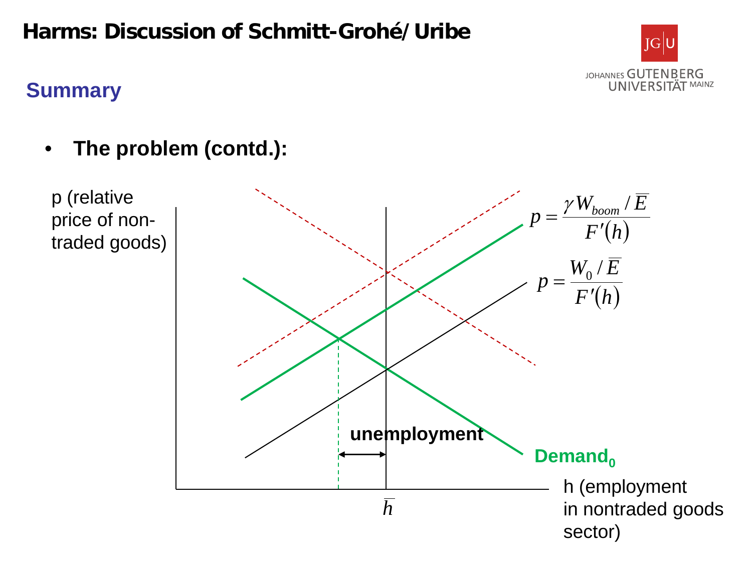# Harms: Discussion of Schmitt-Grohé/Uribe

## Summary

- **The problem (contd.):**

p (relative price of non-traded goods)

$$p = \frac{\gamma W_{boom} / \overline{E}}{F'(h)}$$

$$p = \frac{W_0 / \overline{E}}{F'(h)}$$

**unemployment**

**Demand$_0$**

$\overline{h}$

h (employment in nontraded goods sector)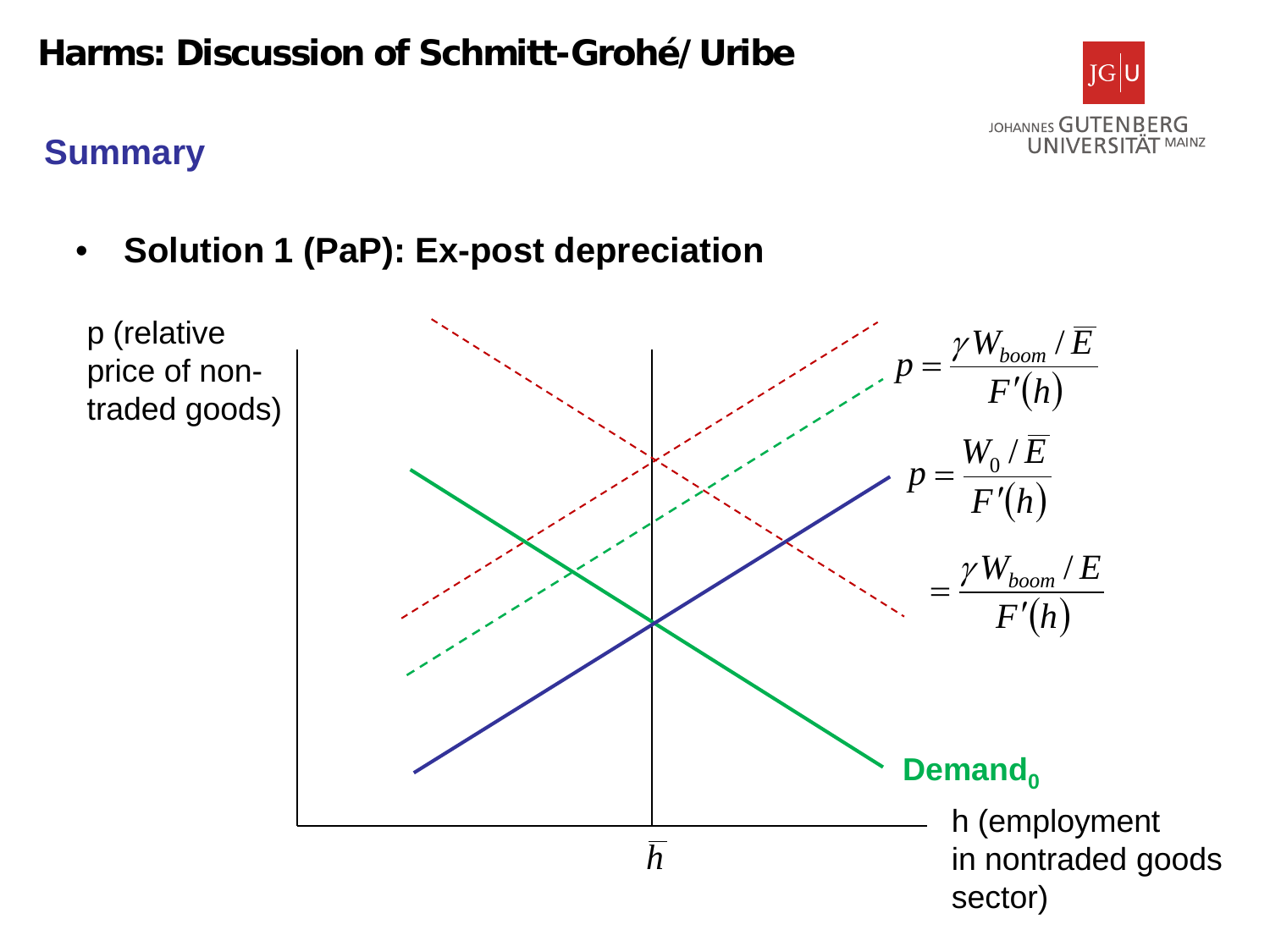# Harms: Discussion of Schmitt-Grohé/Uribe

## Summary

- **Solution 1 (PaP): Ex-post depreciation**

p (relative price of non-traded goods)

$$p = \frac{\gamma W_{boom} / \overline{E}}{F'(h)}$$

$$p = \frac{W_0 / \overline{E}}{F'(h)}$$

$$= \frac{\gamma W_{boom} / E}{F'(h)}$$

**Demand$_0$**

$\overline{h}$

h (employment in nontraded goods sector)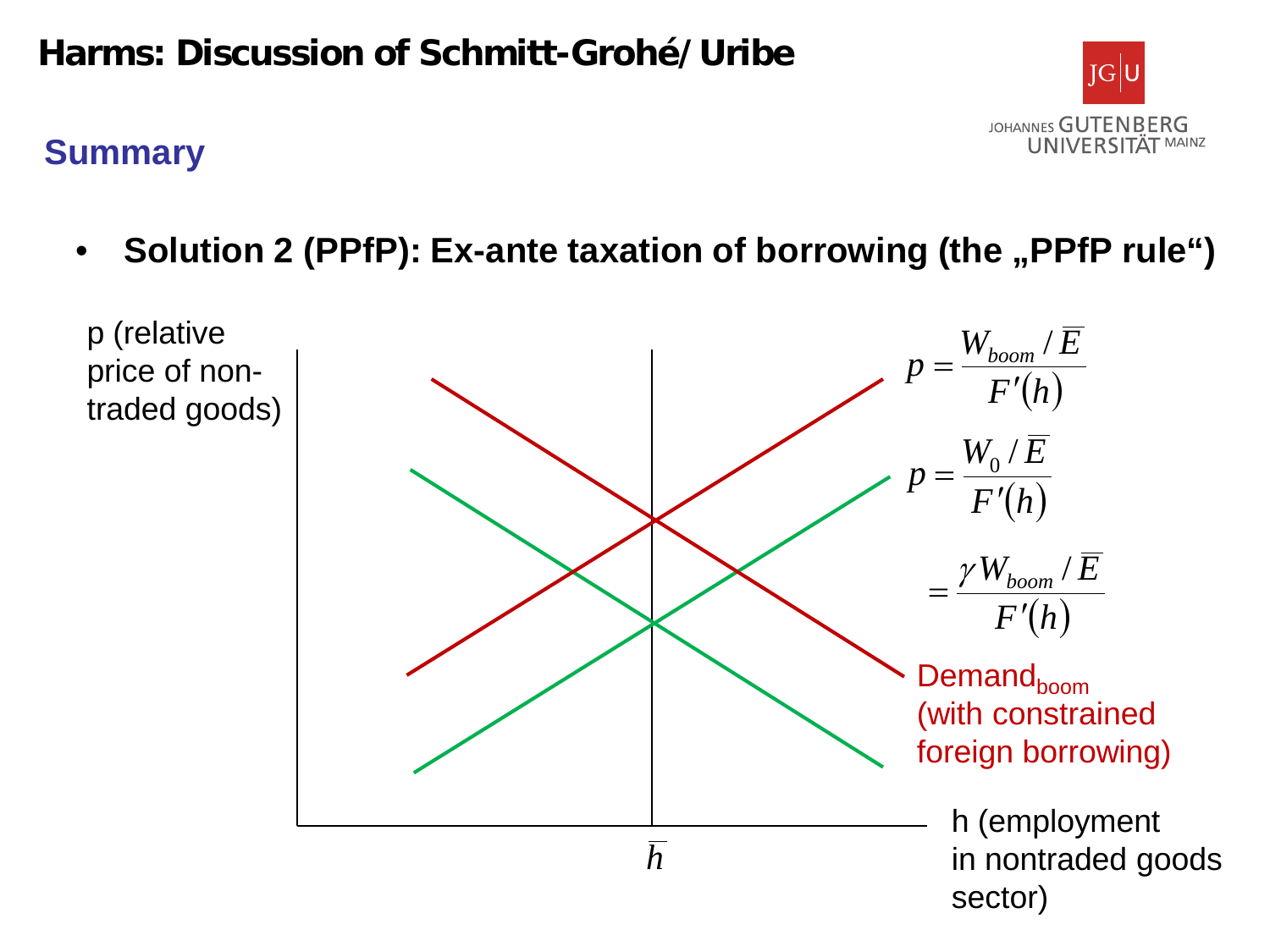## Summary

- **Solution 2 (PPfP): Ex-ante taxation of borrowing (the „PPfP rule“)**

p (relative price of non-traded goods)

$$p = \frac{W_{boom} / \overline{E}}{F'(h)}$$

$$p = \frac{W_0 / \overline{E}}{F'(h)}$$

$$= \frac{\gamma W_{boom} / \overline{E}}{F'(h)}$$

Demand$_{boom}$ (with constrained foreign borrowing)

$\overline{h}$

h (employment in nontraded goods sector)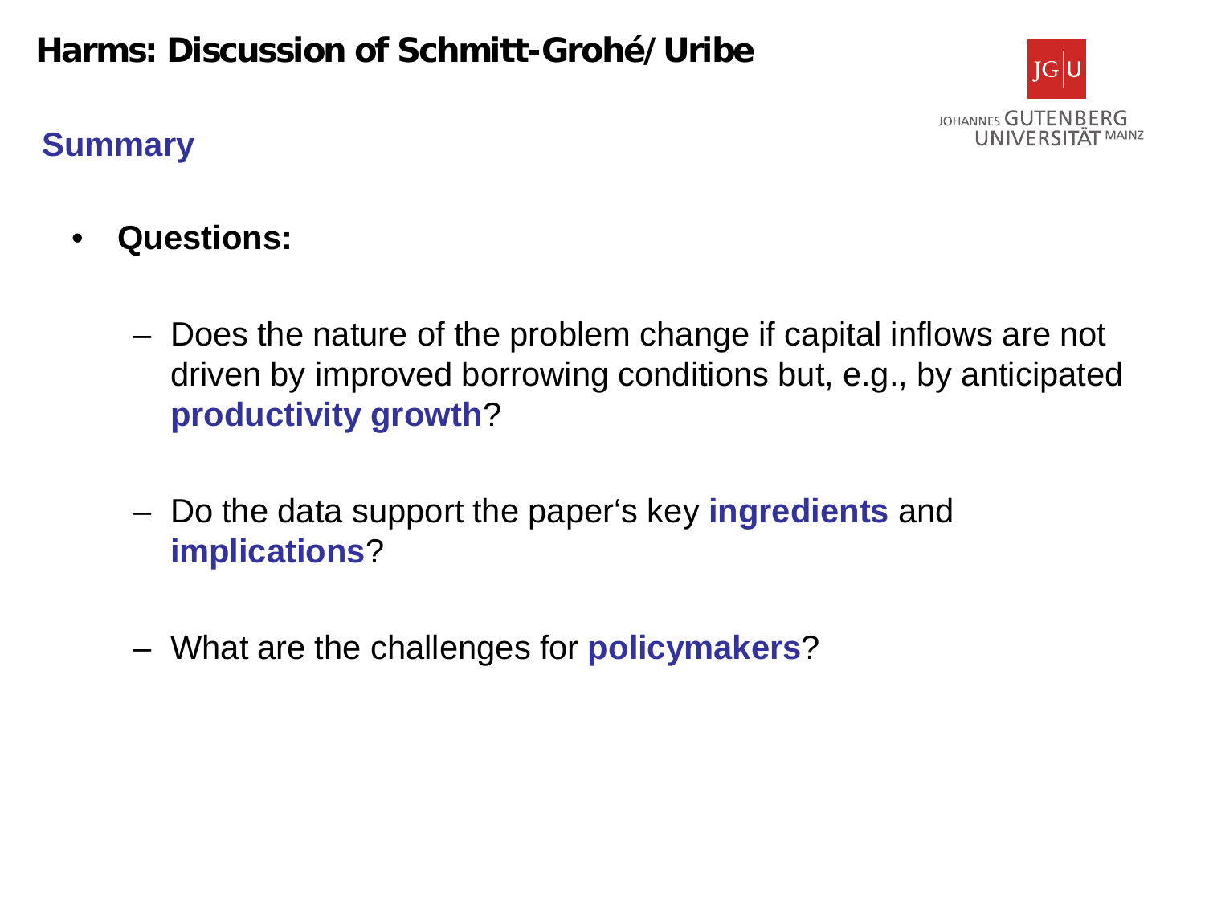## Summary

- **Questions:**
  - Does the nature of the problem change if capital inflows are not driven by improved borrowing conditions but, e.g., by anticipated **productivity growth**?
  - Do the data support the paper‘s key **ingredients** and **implications**?
  - What are the challenges for **policymakers**?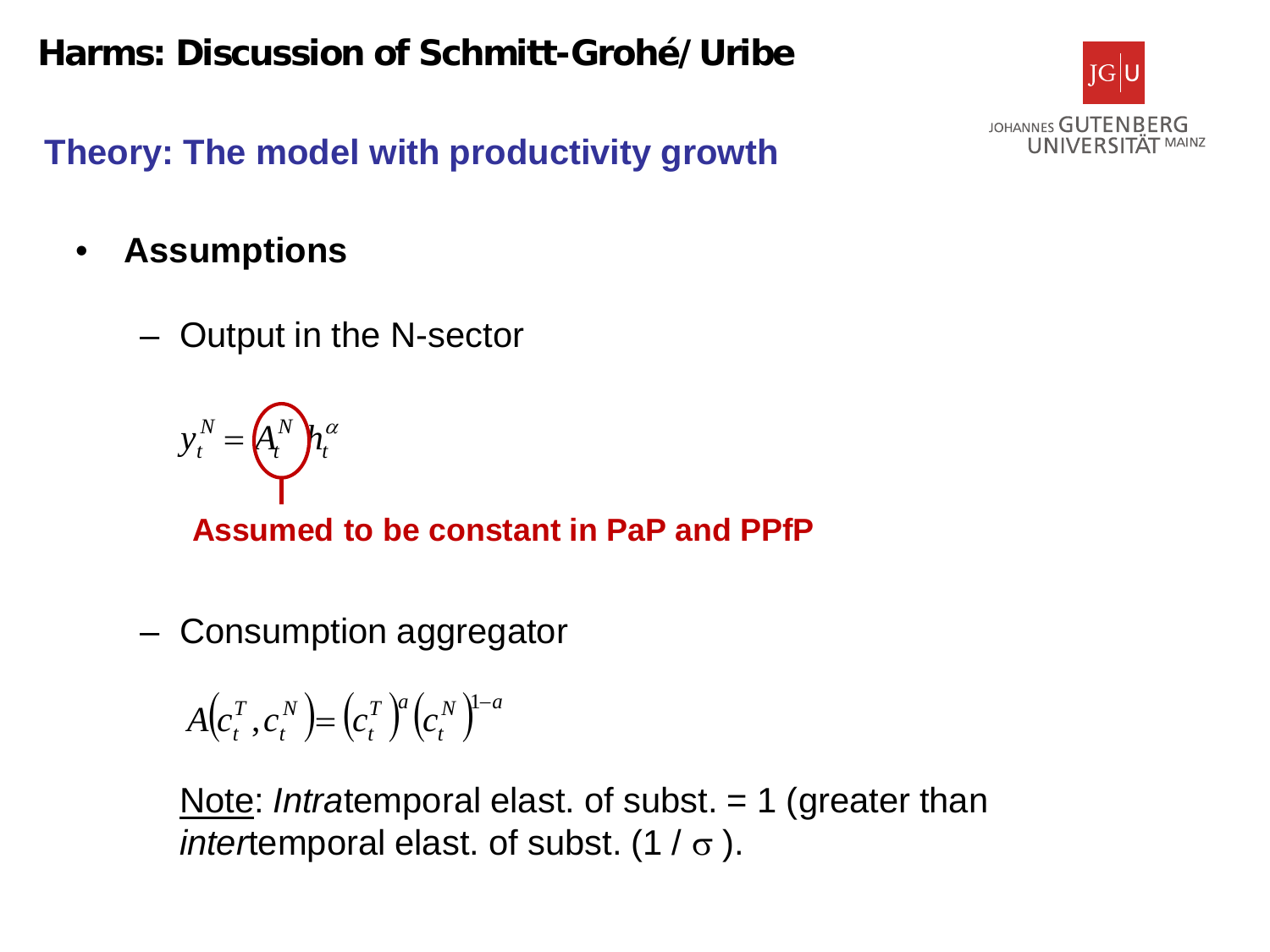# Harms: Discussion of Schmitt-Grohé/Uribe

## Theory: The model with productivity growth

- **Assumptions**
  - Output in the N-sector

$$y_t^N = A_t^N h_t^\alpha$$

**Assumed to be constant in PaP and PPfP**

  - Consumption aggregator

$$A\left(c_t^T, c_t^N\right) = \left(c_t^T\right)^a \left(c_t^N\right)^{1-a}$$

Note: *Intra*temporal elast. of subst. = 1 (greater than *inter*temporal elast. of subst. ($1 / \sigma$).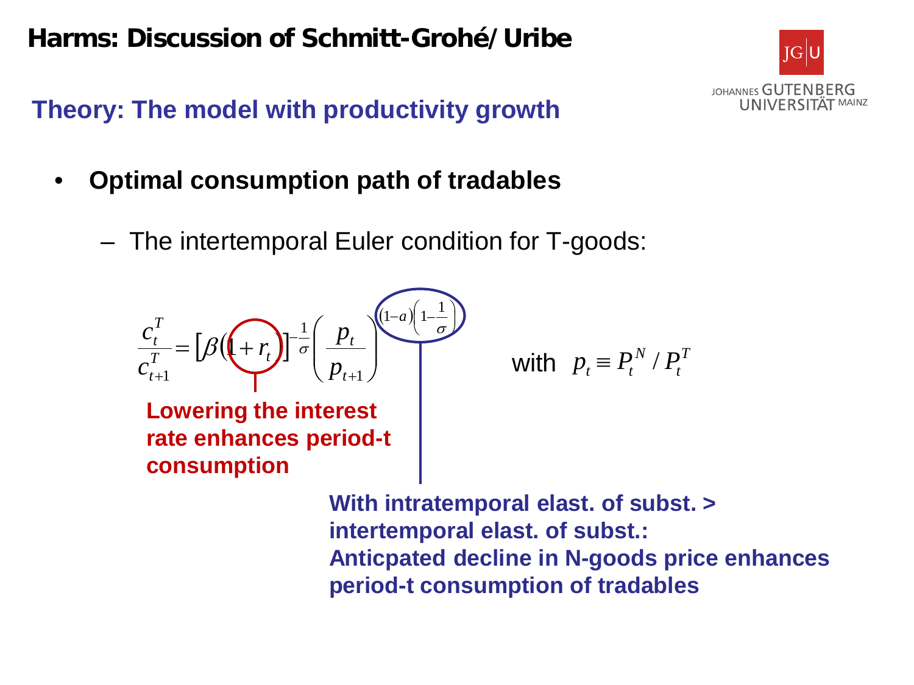# Harms: Discussion of Schmitt-Grohé/Uribe

## Theory: The model with productivity growth

- **Optimal consumption path of tradables**
  - The intertemporal Euler condition for T-goods:

$$\frac{c_t^T}{c_{t+1}^T} = \left[\beta\left(1+r_t\right)\right]^{-\frac{1}{\sigma}} \left(\frac{p_t}{p_{t+1}}\right)^{(1-a)\left(1-\frac{1}{\sigma}\right)}$$

with $p_t \equiv P_t^N / P_t^T$

**Lowering the interest rate enhances period-t consumption**

**With intratemporal elast. of subst. > intertemporal elast. of subst.: Anticpated decline in N-goods price enhances period-t consumption of tradables**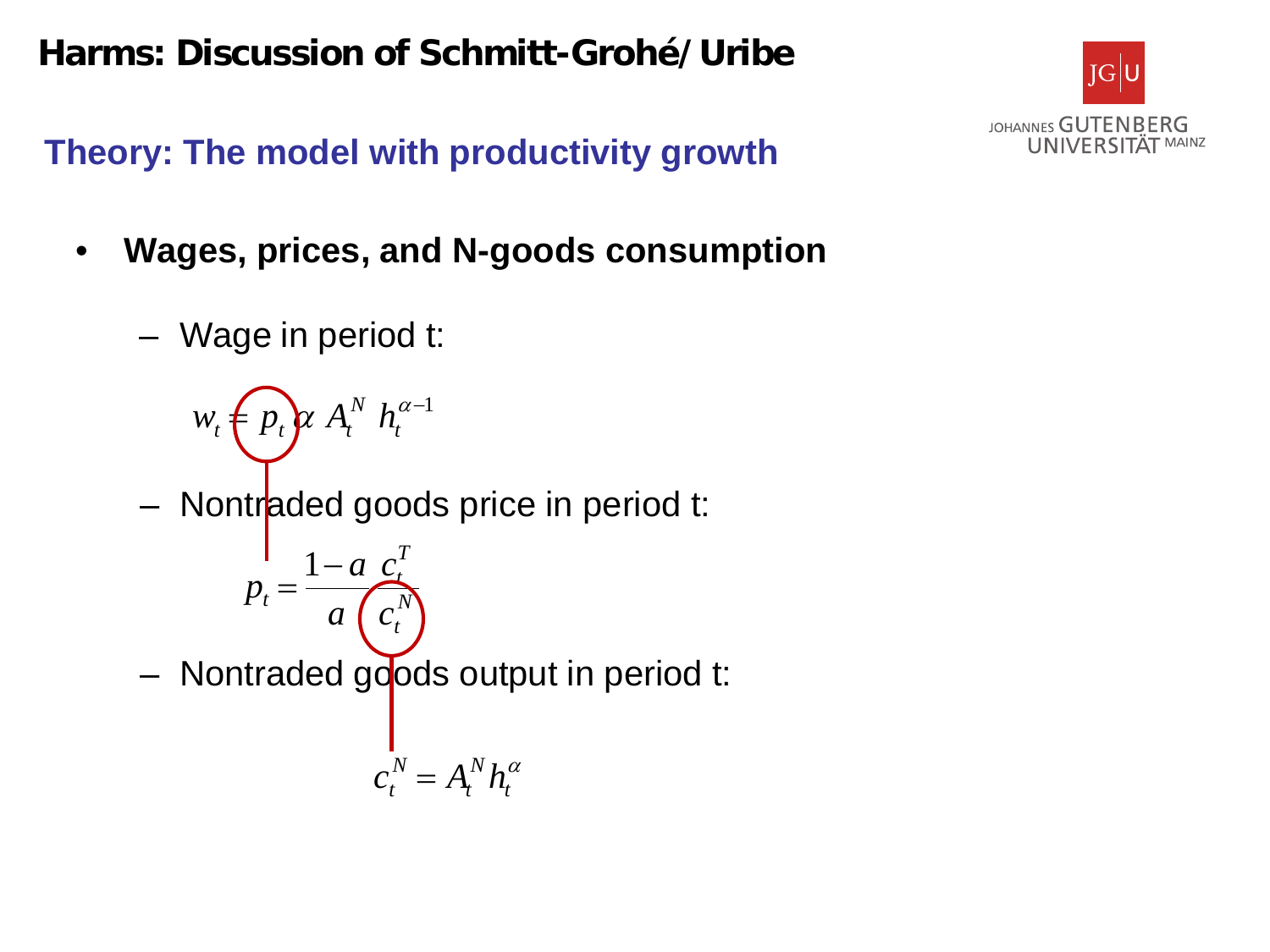## Theory: The model with productivity growth

- **Wages, prices, and N-goods consumption**
  - Wage in period t:

$$w_t = p_t \alpha A_t^N h_t^{\alpha-1}$$

  - Nontraded goods price in period t:

$$p_t = \frac{1-a}{a} \frac{c_t^T}{c_t^N}$$

  - Nontraded goods output in period t:

$$c_t^N = A_t^N h_t^{\alpha}$$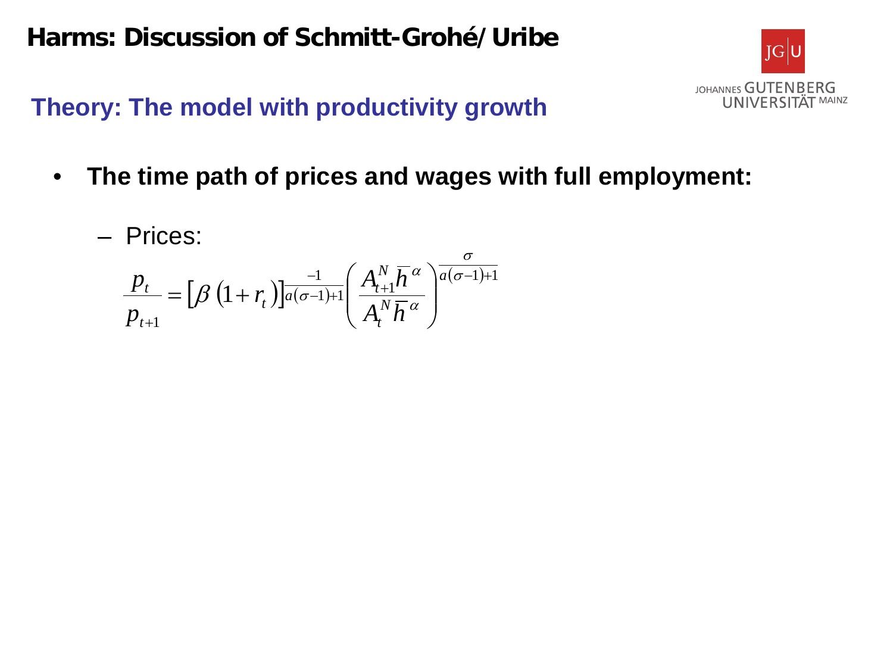## Theory: The model with productivity growth

- **The time path of prices and wages with full employment:**
  - Prices:

$$\frac{p_t}{p_{t+1}} = \left[\beta\left(1+r_t\right)\right]^{\frac{-1}{a(\sigma-1)+1}} \left(\frac{A_{t+1}^N \bar{h}^{\alpha}}{A_t^N \bar{h}^{\alpha}}\right)^{\frac{\sigma}{a(\sigma-1)+1}}$$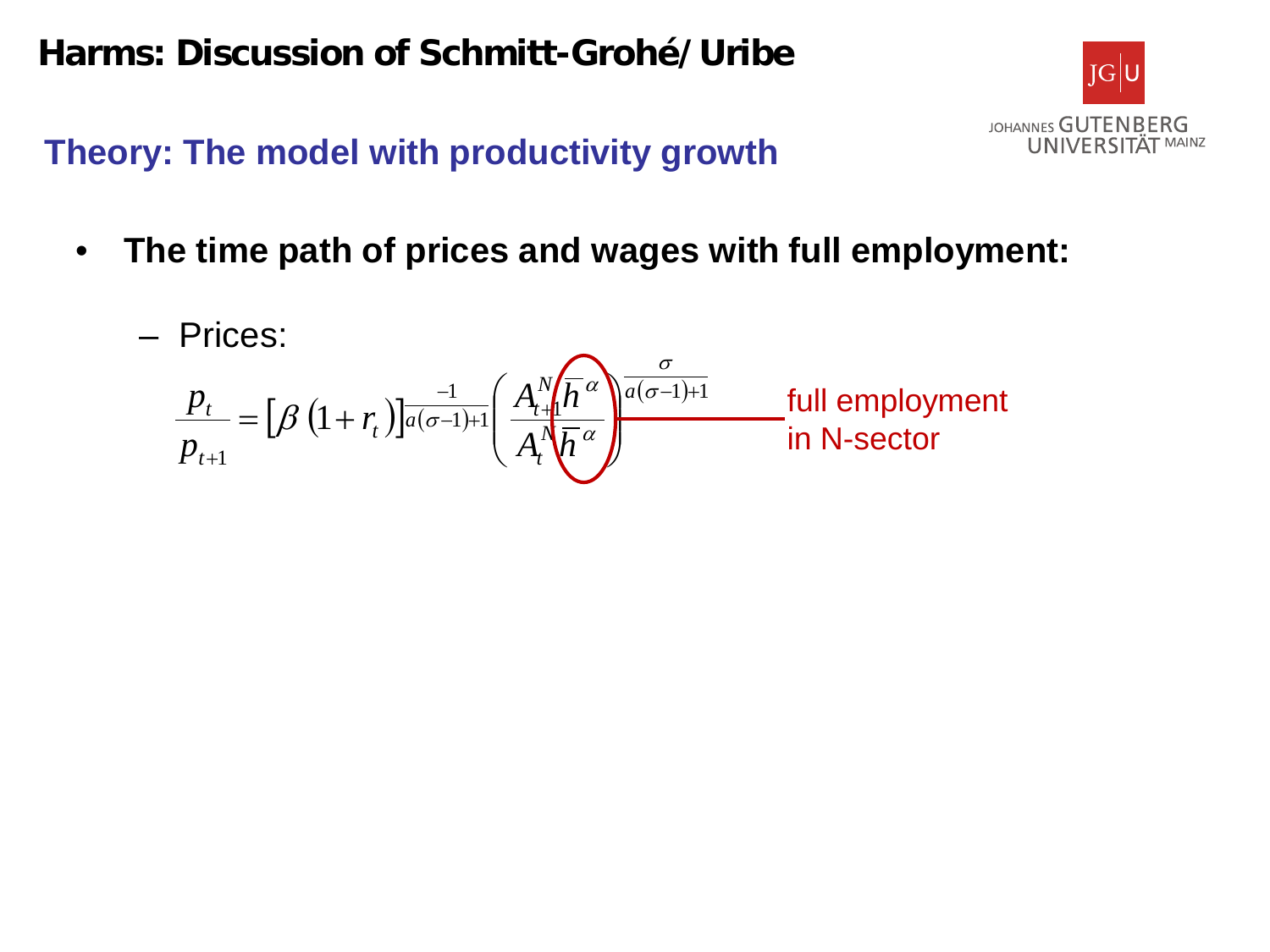# Harms: Discussion of Schmitt-Grohé/Uribe

## Theory: The model with productivity growth

- **The time path of prices and wages with full employment:**
  - Prices:

$$\frac{p_t}{p_{t+1}} = \left[\beta\left(1+r_t\right)\right]^{\frac{-1}{a(\sigma-1)+1}} \left(\frac{A_{t+1}^N \bar{h}^{\alpha}}{A_t^N \bar{h}^{\alpha}}\right)^{\frac{\sigma}{a(\sigma-1)+1}}$$

full employment in N-sector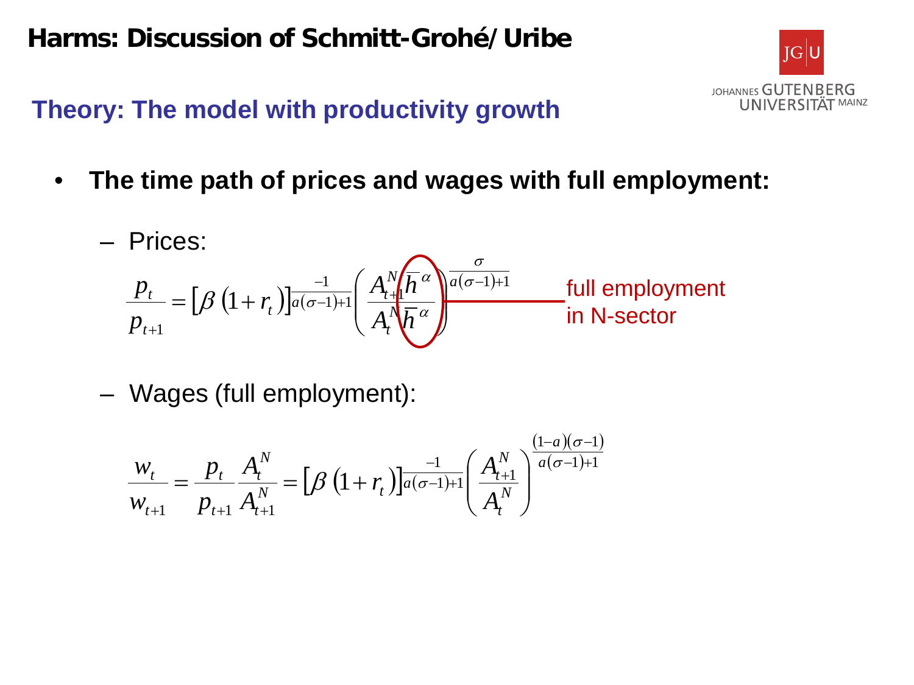# Harms: Discussion of Schmitt-Grohé/Uribe

## Theory: The model with productivity growth

- **The time path of prices and wages with full employment:**

  – Prices:

$$\frac{p_t}{p_{t+1}} = \left[\beta\left(1+r_t\right)\right]^{\frac{-1}{a(\sigma-1)+1}} \left(\frac{A_{t+1}^N \bar{h}^\alpha}{A_t^N \bar{h}^\alpha}\right)^{\frac{\sigma}{a(\sigma-1)+1}}$$

full employment in N-sector

  – Wages (full employment):

$$\frac{w_t}{w_{t+1}} = \frac{p_t}{p_{t+1}} \frac{A_t^N}{A_{t+1}^N} = \left[\beta\left(1+r_t\right)\right]^{\frac{-1}{a(\sigma-1)+1}} \left(\frac{A_{t+1}^N}{A_t^N}\right)^{\frac{(1-a)(\sigma-1)}{a(\sigma-1)+1}}$$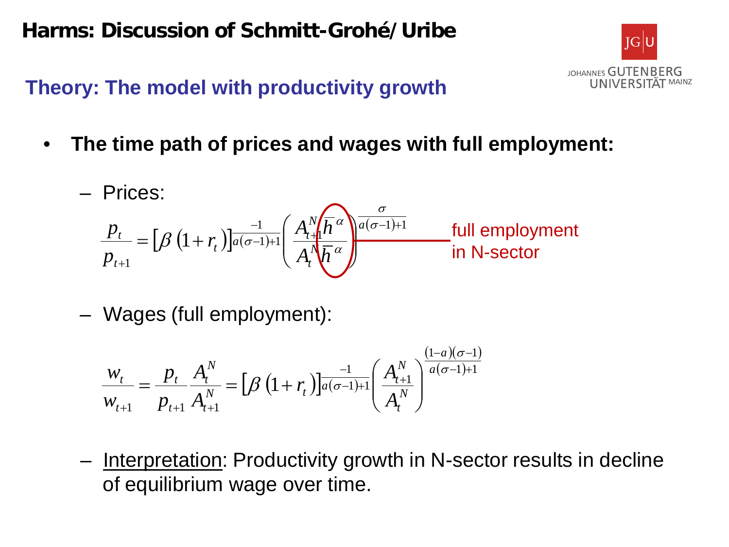## Theory: The model with productivity growth

- **The time path of prices and wages with full employment:**
  - Prices:

$$\frac{p_t}{p_{t+1}} = \left[\beta\left(1+r_t\right)\right]^{\frac{-1}{a(\sigma-1)+1}} \left(\frac{A_{t+1}^N \bar{h}^{\alpha}}{A_t^N \bar{h}^{\alpha}}\right)^{\frac{\sigma}{a(\sigma-1)+1}}$$

full employment in N-sector

  - Wages (full employment):

$$\frac{w_t}{w_{t+1}} = \frac{p_t}{p_{t+1}} \frac{A_t^N}{A_{t+1}^N} = \left[\beta\left(1+r_t\right)\right]^{\frac{-1}{a(\sigma-1)+1}} \left(\frac{A_{t+1}^N}{A_t^N}\right)^{\frac{(1-a)(\sigma-1)}{a(\sigma-1)+1}}$$

  - Interpretation: Productivity growth in N-sector results in decline of equilibrium wage over time.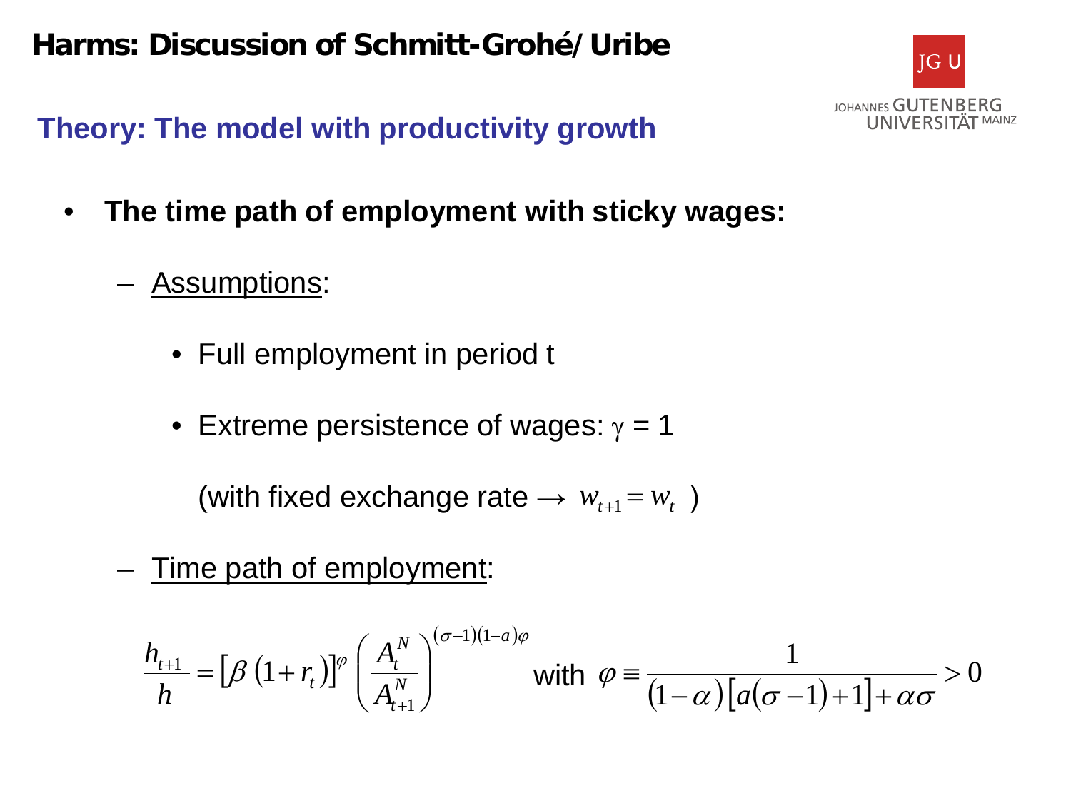# Harms: Discussion of Schmitt-Grohé/Uribe

## Theory: The model with productivity growth

- **The time path of employment with sticky wages:**
  - Assumptions:
    - Full employment in period t
    - Extreme persistence of wages: $\gamma = 1$

      (with fixed exchange rate $\rightarrow$ $w_{t+1} = w_t$ )
  - Time path of employment:

$$\frac{h_{t+1}}{\bar{h}} = \left[\beta\left(1+r_t\right)\right]^{\varphi}\left(\frac{A_t^N}{A_{t+1}^N}\right)^{(\sigma-1)(1-a)\varphi} \quad \text{with } \varphi \equiv \frac{1}{(1-\alpha)\left[a(\sigma-1)+1\right]+\alpha\sigma} > 0$$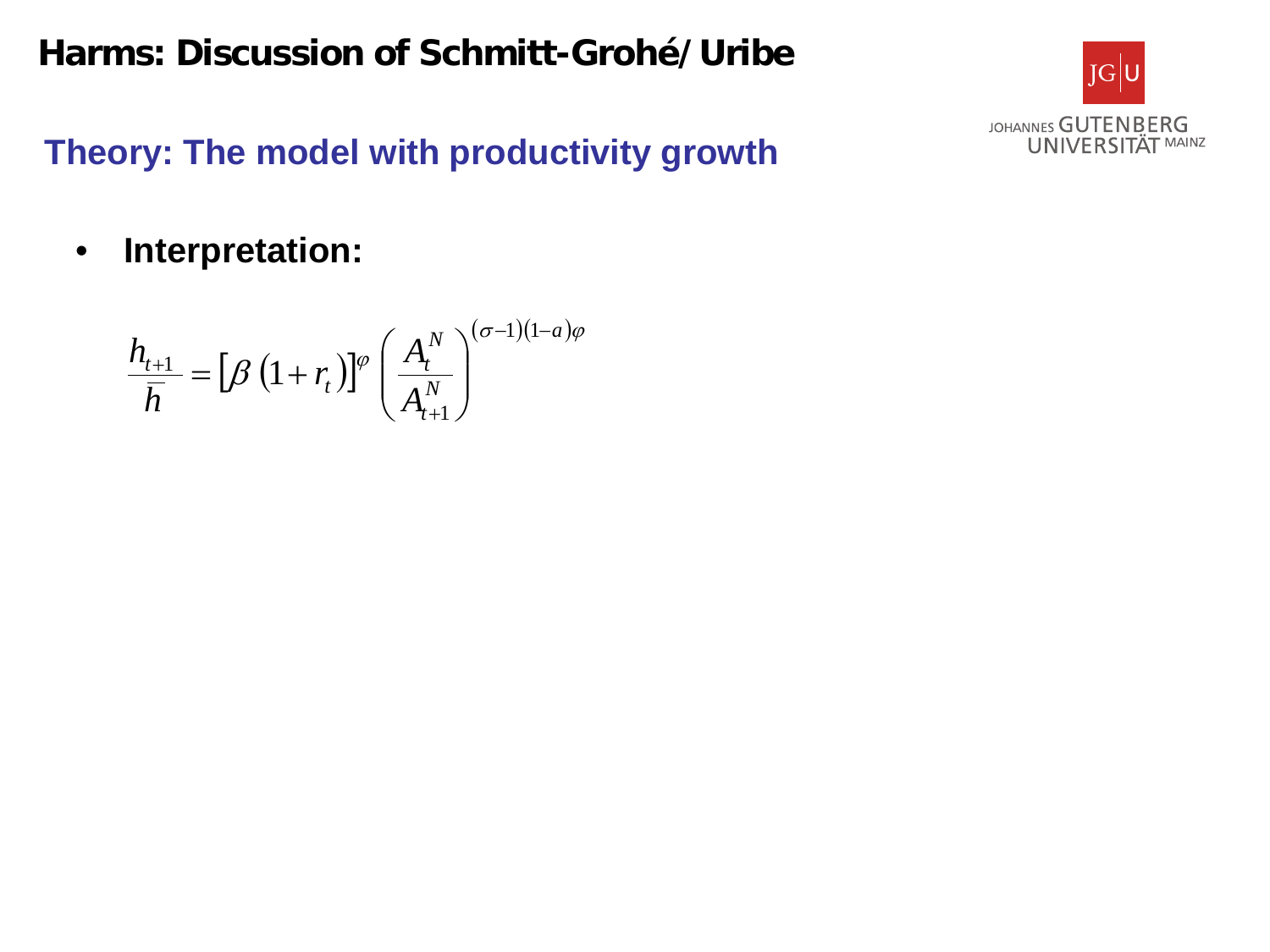# Harms: Discussion of Schmitt-Grohé/Uribe

## Theory: The model with productivity growth

- **Interpretation:**

$$\frac{h_{t+1}}{\bar{h}} = \left[\beta\left(1+r_t\right)\right]^{\varphi} \left(\frac{A_t^N}{A_{t+1}^N}\right)^{(\sigma-1)(1-a)\varphi}$$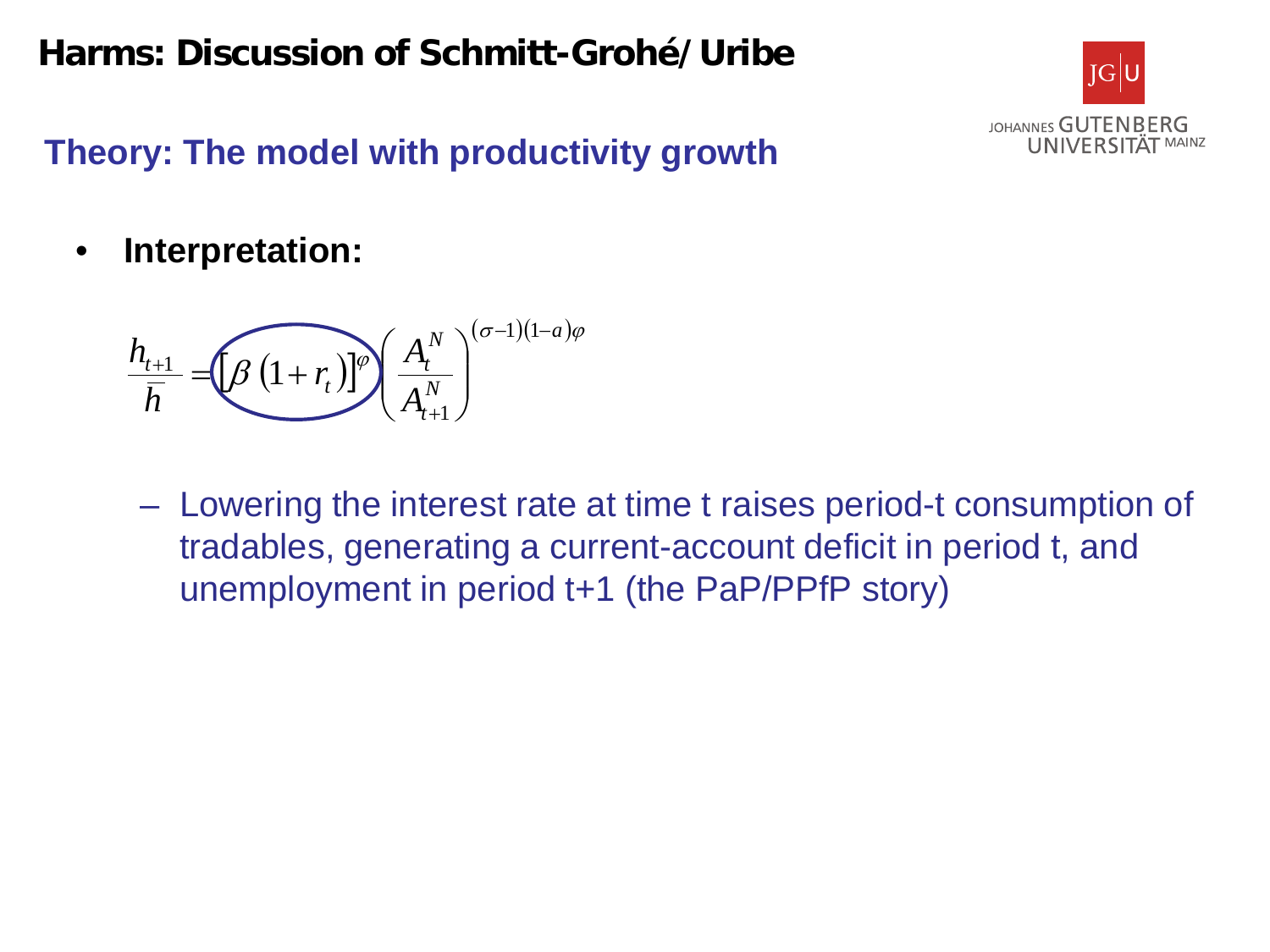# Harms: Discussion of Schmitt-Grohé/Uribe

## Theory: The model with productivity growth

- **Interpretation:**

$$\frac{h_{t+1}}{\bar{h}} = \left[\beta\left(1+r_t\right)\right]^{\varphi}\left(\frac{A_t^N}{A_{t+1}^N}\right)^{(\sigma-1)(1-a)\varphi}$$

  - Lowering the interest rate at time t raises period-t consumption of tradables, generating a current-account deficit in period t, and unemployment in period t+1 (the PaP/PPfP story)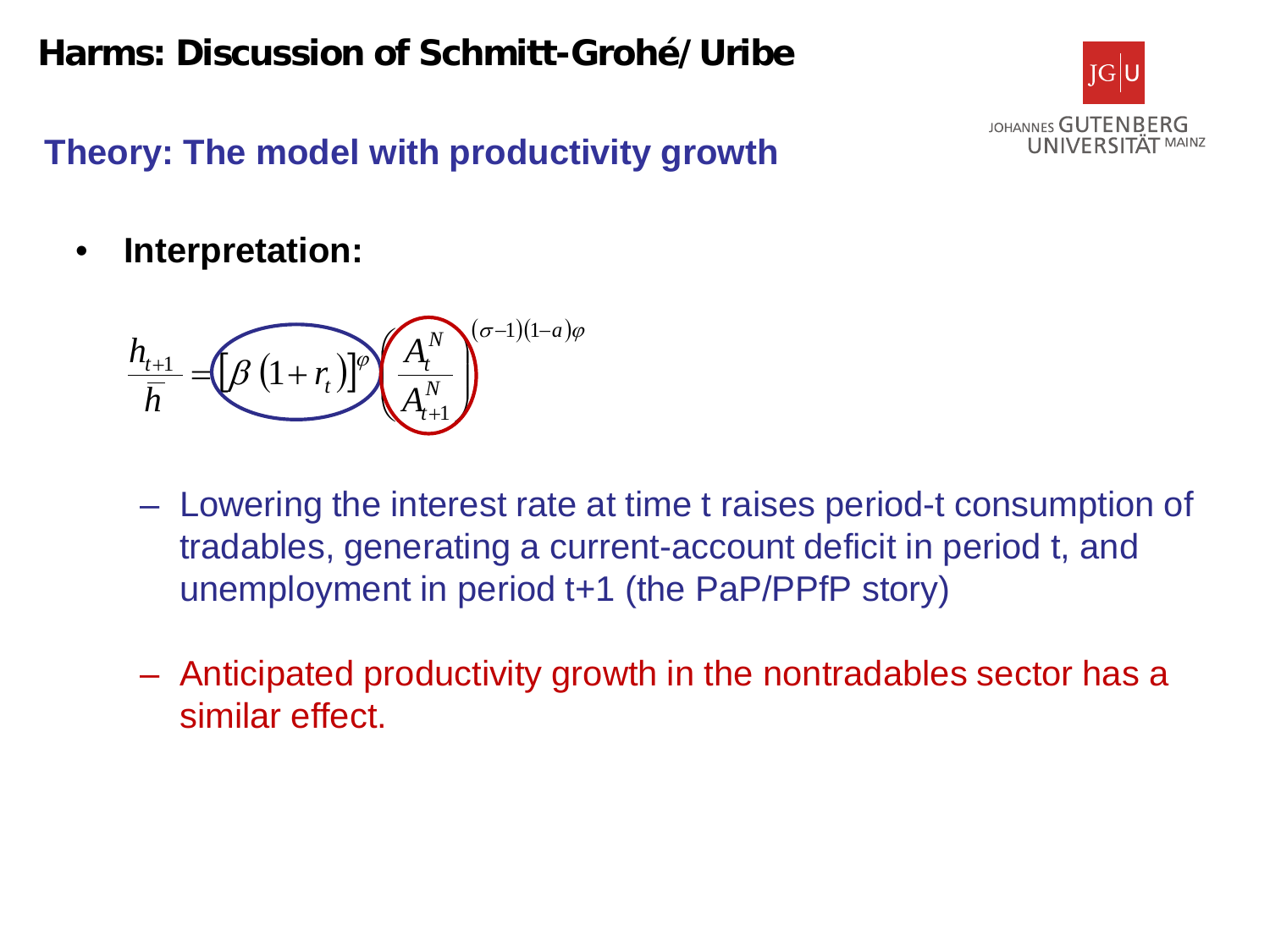# Harms: Discussion of Schmitt-Grohé/Uribe

## Theory: The model with productivity growth

- **Interpretation:**

$$\frac{h_{t+1}}{\bar{h}} = \left[\beta\left(1+r_t\right)\right]^{\varphi}\left(\frac{A_t^N}{A_{t+1}^N}\right)^{(\sigma-1)(1-a)\varphi}$$

  - Lowering the interest rate at time t raises period-t consumption of tradables, generating a current-account deficit in period t, and unemployment in period t+1 (the PaP/PPfP story)
  - Anticipated productivity growth in the nontradables sector has a similar effect.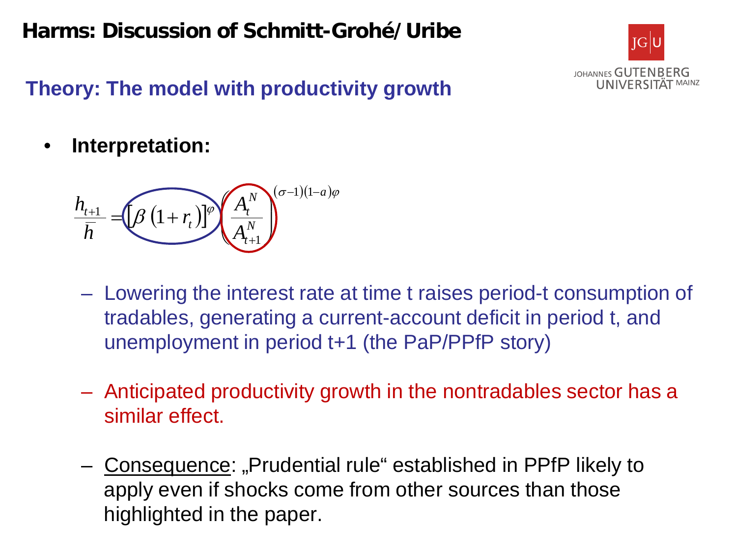## Theory: The model with productivity growth

- **Interpretation:**

$$\frac{h_{t+1}}{\bar{h}} = \left[\beta\left(1+r_t\right)\right]^{\varphi}\left(\frac{A_t^N}{A_{t+1}^N}\right)^{(\sigma-1)(1-a)\varphi}$$

  - Lowering the interest rate at time t raises period-t consumption of tradables, generating a current-account deficit in period t, and unemployment in period t+1 (the PaP/PPfP story)
  - Anticipated productivity growth in the nontradables sector has a similar effect.
  - Consequence: „Prudential rule“ established in PPfP likely to apply even if shocks come from other sources than those highlighted in the paper.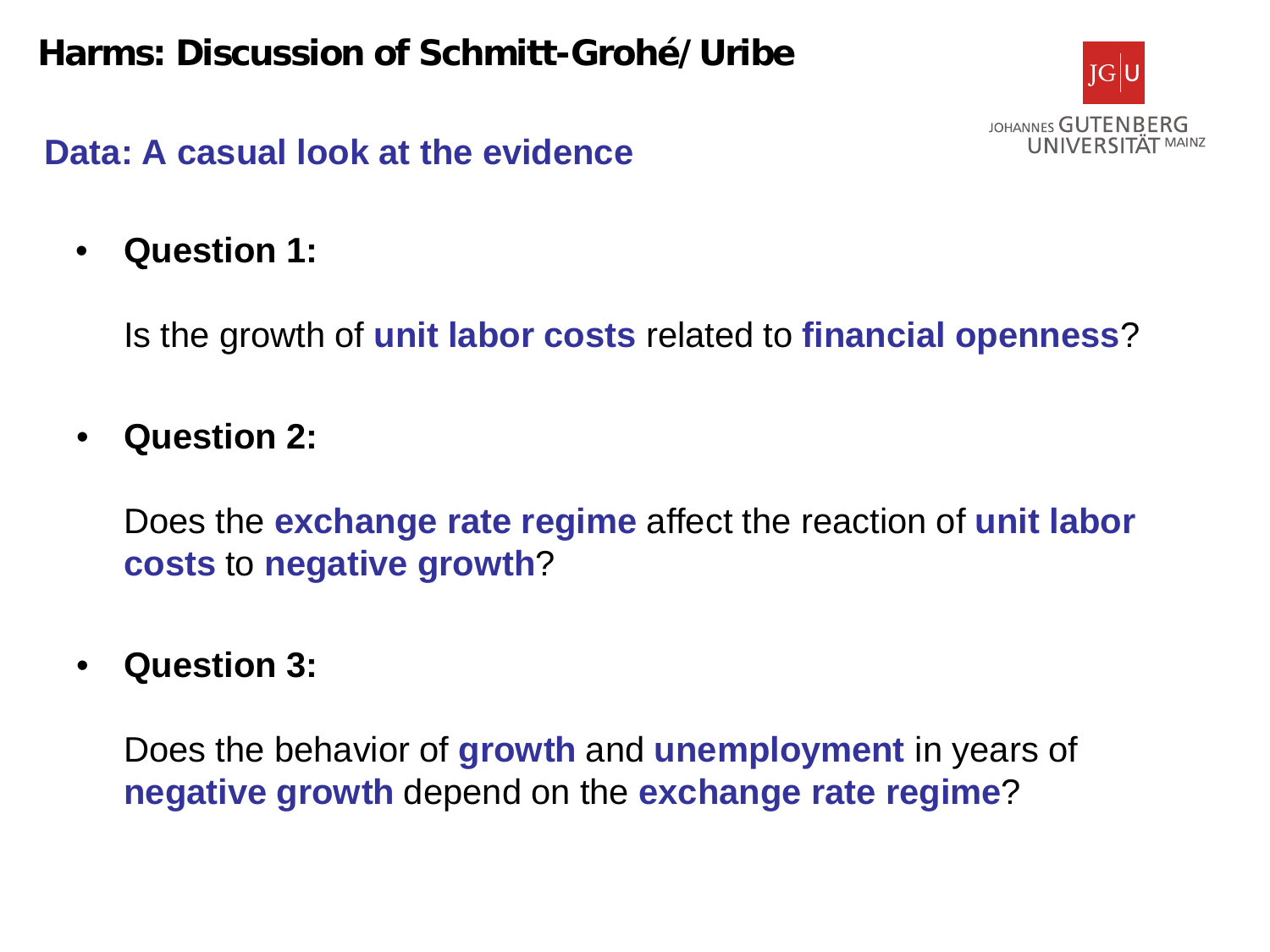# Harms: Discussion of Schmitt-Grohé/Uribe

## Data: A casual look at the evidence

- **Question 1:**

  Is the growth of **unit labor costs** related to **financial openness**?

- **Question 2:**

  Does the **exchange rate regime** affect the reaction of **unit labor costs** to **negative growth**?

- **Question 3:**

  Does the behavior of **growth** and **unemployment** in years of **negative growth** depend on the **exchange rate regime**?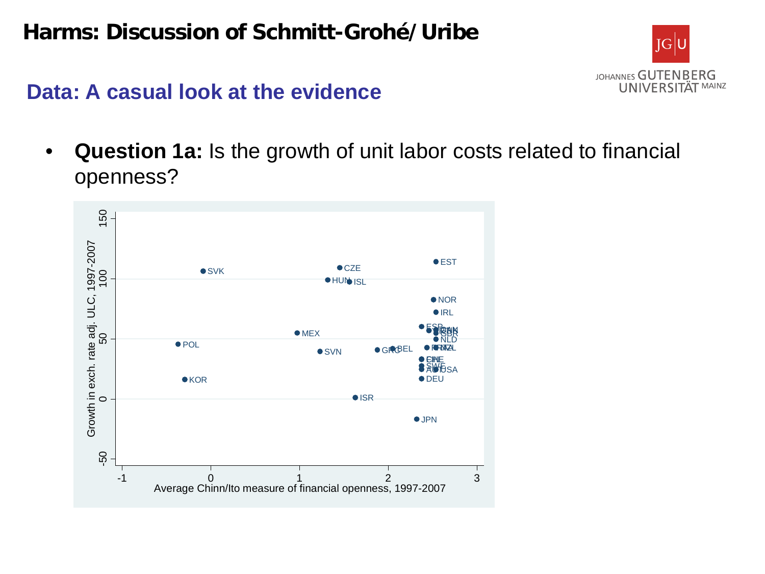# Harms: Discussion of Schmitt-Grohé/Uribe

## Data: A casual look at the evidence

- **Question 1a:** Is the growth of unit labor costs related to financial openness?

Growth in exch. rate adj. ULC, 1997-2007

Average Chinn/Ito measure of financial openness, 1997-2007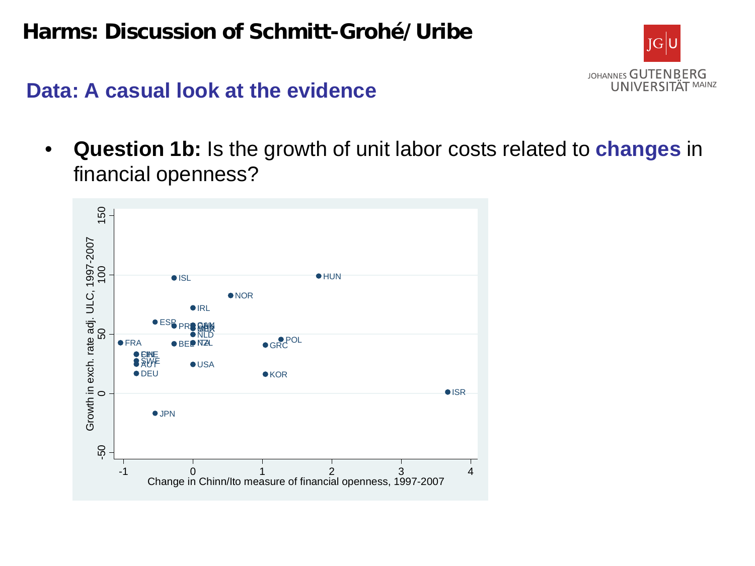## Harms: Discussion of Schmitt-Grohé/Uribe

### Data: A casual look at the evidence

- **Question 1b:** Is the growth of unit labor costs related to **changes** in financial openness?

Growth in exch. rate adj. ULC, 1997-2007

Change in Chinn/Ito measure of financial openness, 1997-2007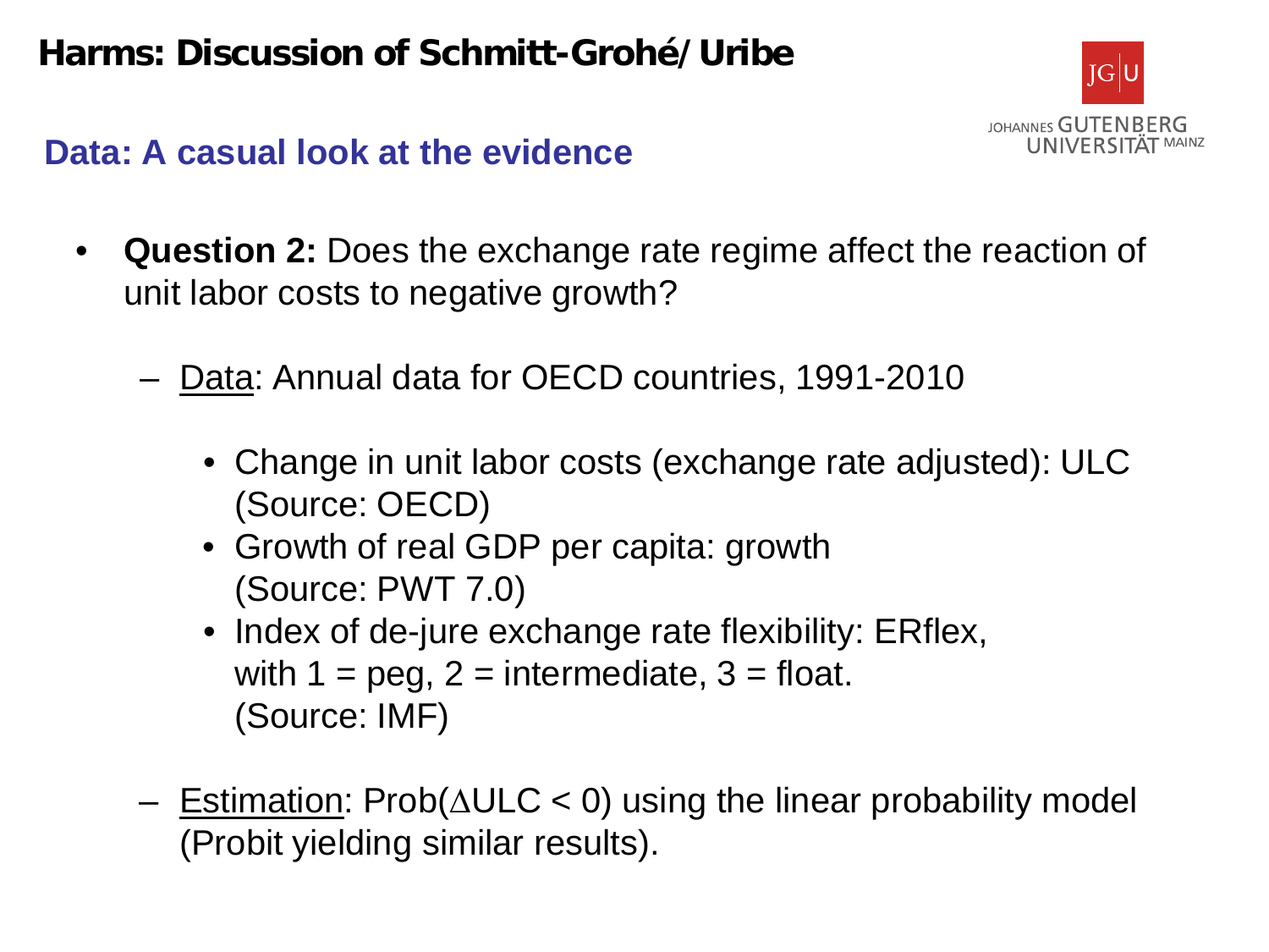# Harms: Discussion of Schmitt-Grohé/Uribe

## Data: A casual look at the evidence

- **Question 2:** Does the exchange rate regime affect the reaction of unit labor costs to negative growth?
  - Data: Annual data for OECD countries, 1991-2010
    - Change in unit labor costs (exchange rate adjusted): ULC (Source: OECD)
    - Growth of real GDP per capita: growth (Source: PWT 7.0)
    - Index of de-jure exchange rate flexibility: ERflex, with 1 = peg, 2 = intermediate, 3 = float. (Source: IMF)
  - Estimation: Prob($\Delta$ULC < 0) using the linear probability model (Probit yielding similar results).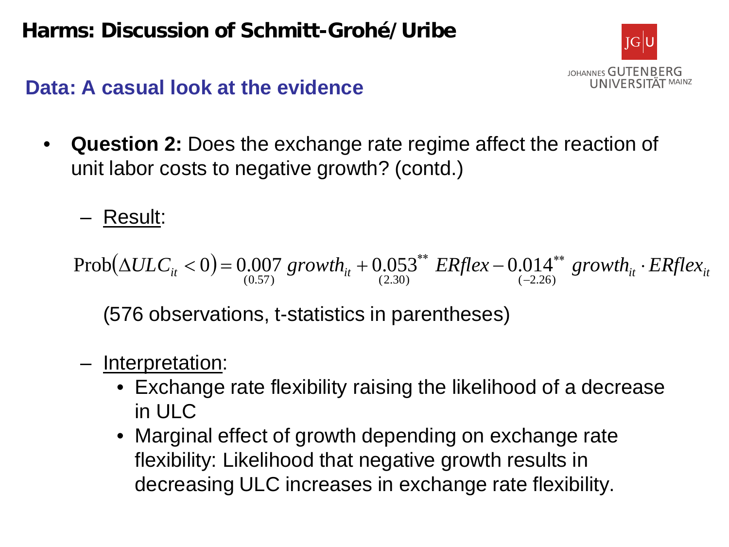# Harms: Discussion of Schmitt-Grohé/Uribe

## Data: A casual look at the evidence

- **Question 2:** Does the exchange rate regime affect the reaction of unit labor costs to negative growth? (contd.)

  – Result:

$$\text{Prob}\left(\Delta ULC_{it} < 0\right) = \underset{(0.57)}{0.007}\; growth_{it} + \underset{(2.30)}{0.053}^{**}\; ERflex - \underset{(-2.26)}{0.014}^{**}\; growth_{it} \cdot ERflex_{it}$$

  (576 observations, t-statistics in parentheses)

  – Interpretation:
    - Exchange rate flexibility raising the likelihood of a decrease in ULC
    - Marginal effect of growth depending on exchange rate flexibility: Likelihood that negative growth results in decreasing ULC increases in exchange rate flexibility.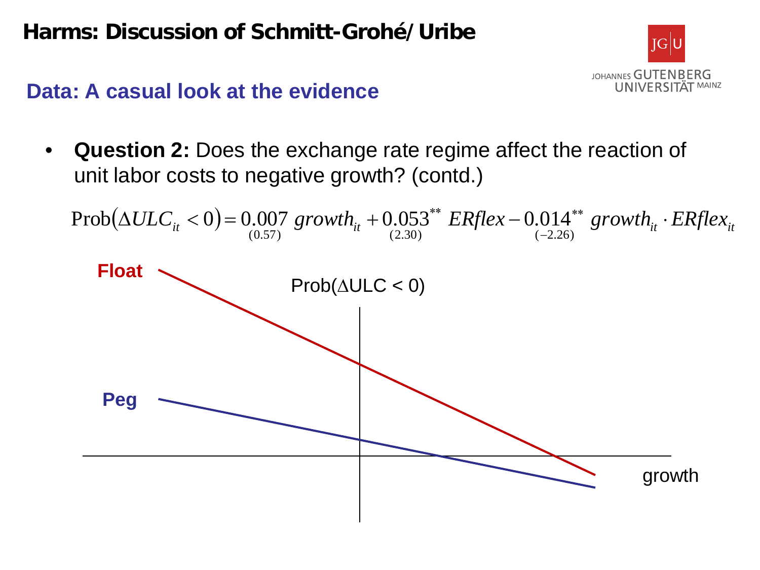## Data: A casual look at the evidence

- **Question 2:** Does the exchange rate regime affect the reaction of unit labor costs to negative growth? (contd.)

$$\text{Prob}\left(\Delta ULC_{it} < 0\right) = \underset{(0.57)}{0.007}\ growth_{it} + \underset{(2.30)}{0.053^{**}}\ ERflex - \underset{(-2.26)}{0.014^{**}}\ growth_{it} \cdot ERflex_{it}$$

Float

Peg

Prob(ΔULC < 0)

growth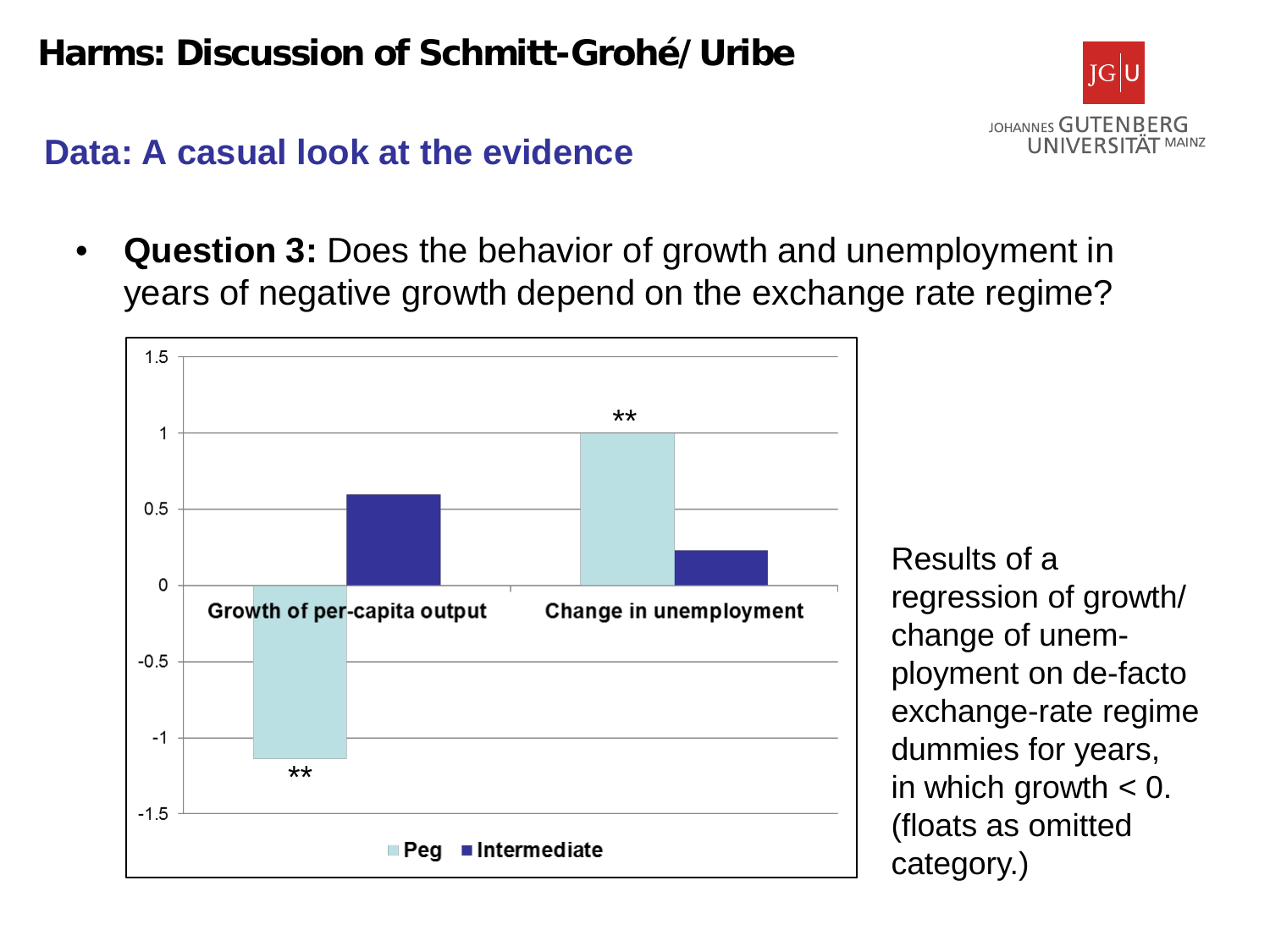## Harms: Discussion of Schmitt-Grohé/Uribe

### Data: A casual look at the evidence

- **Question 3:** Does the behavior of growth and unemployment in years of negative growth depend on the exchange rate regime?

| | Peg | Intermediate |
|---|---|---|
| Growth of per-capita output | -1.14 ** | 0.6 |
| Change in unemployment | 1.0 ** | 0.23 |

Results of a regression of growth/ change of unem-ployment on de-facto exchange-rate regime dummies for years, in which growth < 0. (floats as omitted category.)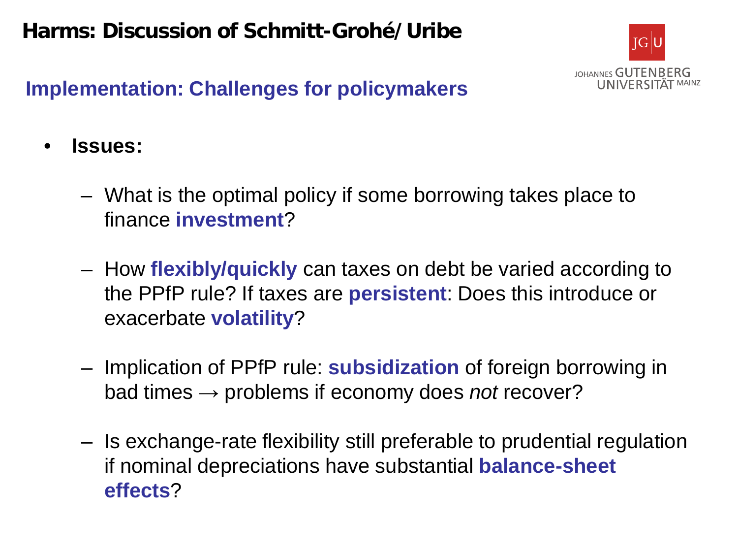# Harms: Discussion of Schmitt-Grohé/Uribe

## Implementation: Challenges for policymakers

- **Issues:**
  - What is the optimal policy if some borrowing takes place to finance **investment**?
  - How **flexibly/quickly** can taxes on debt be varied according to the PPfP rule? If taxes are **persistent**: Does this introduce or exacerbate **volatility**?
  - Implication of PPfP rule: **subsidization** of foreign borrowing in bad times → problems if economy does *not* recover?
  - Is exchange-rate flexibility still preferable to prudential regulation if nominal depreciations have substantial **balance-sheet effects**?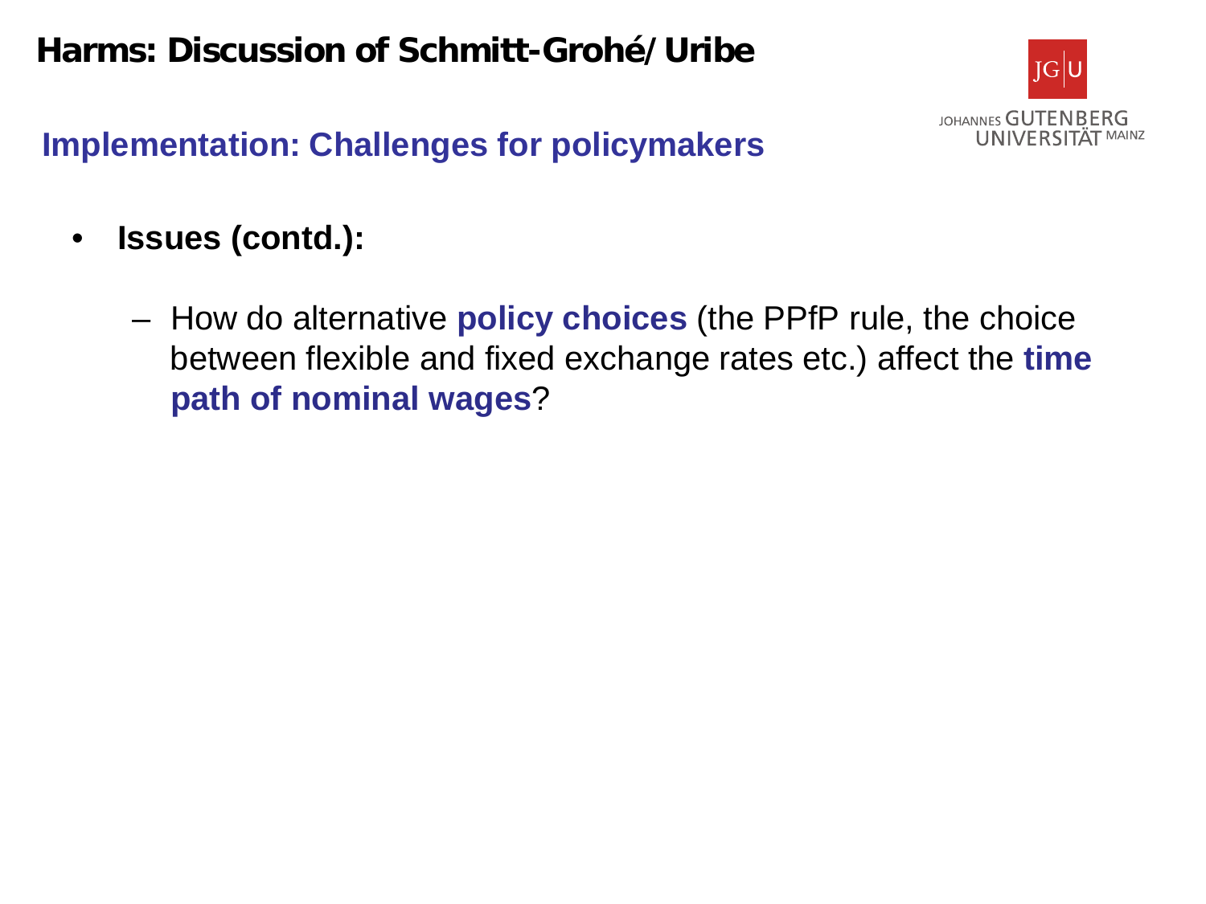## Implementation: Challenges for policymakers

- **Issues (contd.):**
  - How do alternative **policy choices** (the PPfP rule, the choice between flexible and fixed exchange rates etc.) affect the **time path of nominal wages**?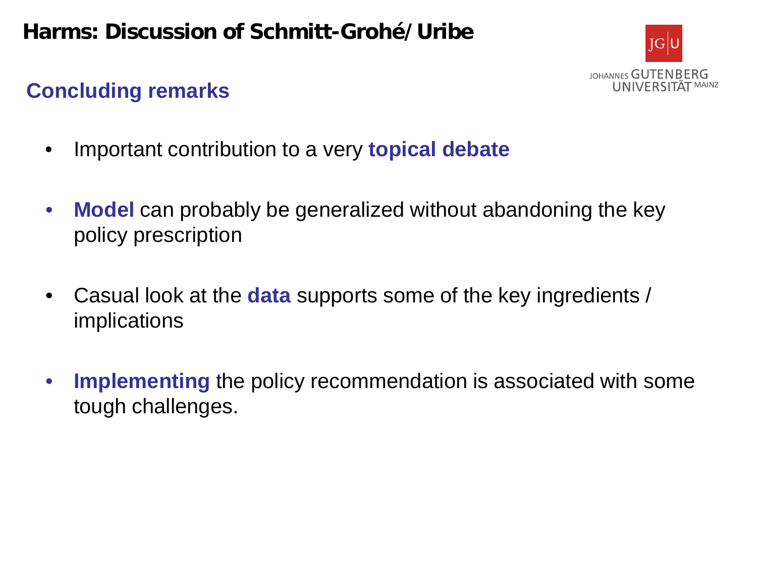# Concluding remarks

- Important contribution to a very **topical debate**
- **Model** can probably be generalized without abandoning the key policy prescription
- Casual look at the **data** supports some of the key ingredients / implications
- **Implementing** the policy recommendation is associated with some tough challenges.